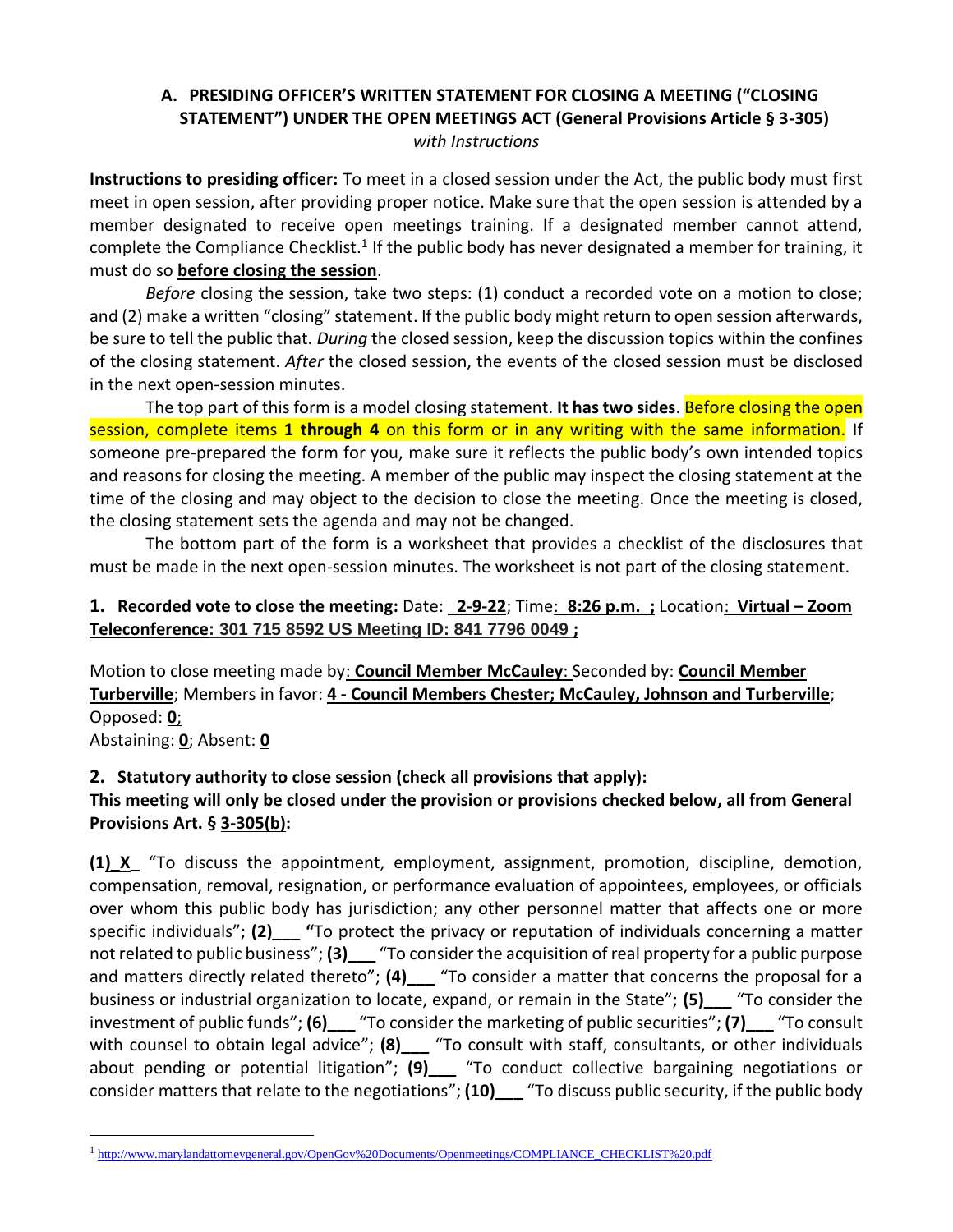## A. PRESIDING OFFICER'S WRITTEN STATEMENT FOR CLOSING A MEETING ("CLOSING STATEMENT") UNDER THE OPEN MEETINGS ACT (General Provisions Article § 3-305)

*with Instructions*

**Instructions to presiding officer:** To meet in a closed session under the Act, the public body must first meet in open session, after providing proper notice. Make sure that the open session is attended by a member designated to receive open meetings training. If a designated member cannot attend, complete the Compliance Checklist.[1] If the public body has never designated a member for training, it must do so **before closing the session**.

*Before* closing the session, take two steps: (1) conduct a recorded vote on a motion to close; and (2) make a written "closing" statement. If the public body might return to open session afterwards, be sure to tell the public that. *During* the closed session, keep the discussion topics within the confines of the closing statement. *After* the closed session, the events of the closed session must be disclosed in the next open-session minutes.

The top part of this form is a model closing statement. **It has two sides**. Before closing the open session, complete items **1 through 4** on this form or in any writing with the same information. If someone pre-prepared the form for you, make sure it reflects the public body's own intended topics and reasons for closing the meeting. A member of the public may inspect the closing statement at the time of the closing and may object to the decision to close the meeting. Once the meeting is closed, the closing statement sets the agenda and may not be changed.

The bottom part of the form is a worksheet that provides a checklist of the disclosures that must be made in the next open-session minutes. The worksheet is not part of the closing statement.

**1. Recorded vote to close the meeting:** Date: **2-9-22**; Time: **8:26 p.m.;** Location: **Virtual – Zoom Teleconference: 301 715 8592 US Meeting ID: 841 7796 0049 ;**

Motion to close meeting made by: **Council Member McCauley**: Seconded by: **Council Member Turberville**; Members in favor: **4 - Council Members Chester; McCauley, Johnson and Turberville**; Opposed: **0**;
Abstaining: **0**; Absent: **0**

**2. Statutory authority to close session (check all provisions that apply):**
**This meeting will only be closed under the provision or provisions checked below, all from General Provisions Art. § 3-305(b):**

**(1)_X_** "To discuss the appointment, employment, assignment, promotion, discipline, demotion, compensation, removal, resignation, or performance evaluation of appointees, employees, or officials over whom this public body has jurisdiction; any other personnel matter that affects one or more specific individuals"; **(2)___** "To protect the privacy or reputation of individuals concerning a matter not related to public business"; **(3)___** "To consider the acquisition of real property for a public purpose and matters directly related thereto"; **(4)___** "To consider a matter that concerns the proposal for a business or industrial organization to locate, expand, or remain in the State"; **(5)___** "To consider the investment of public funds"; **(6)___** "To consider the marketing of public securities"; **(7)___** "To consult with counsel to obtain legal advice"; **(8)___** "To consult with staff, consultants, or other individuals about pending or potential litigation"; **(9)___** "To conduct collective bargaining negotiations or consider matters that relate to the negotiations"; **(10)___** "To discuss public security, if the public body

[1] http://www.marylandattorneygeneral.gov/OpenGov%20Documents/Openmeetings/COMPLIANCE_CHECKLIST%20.pdf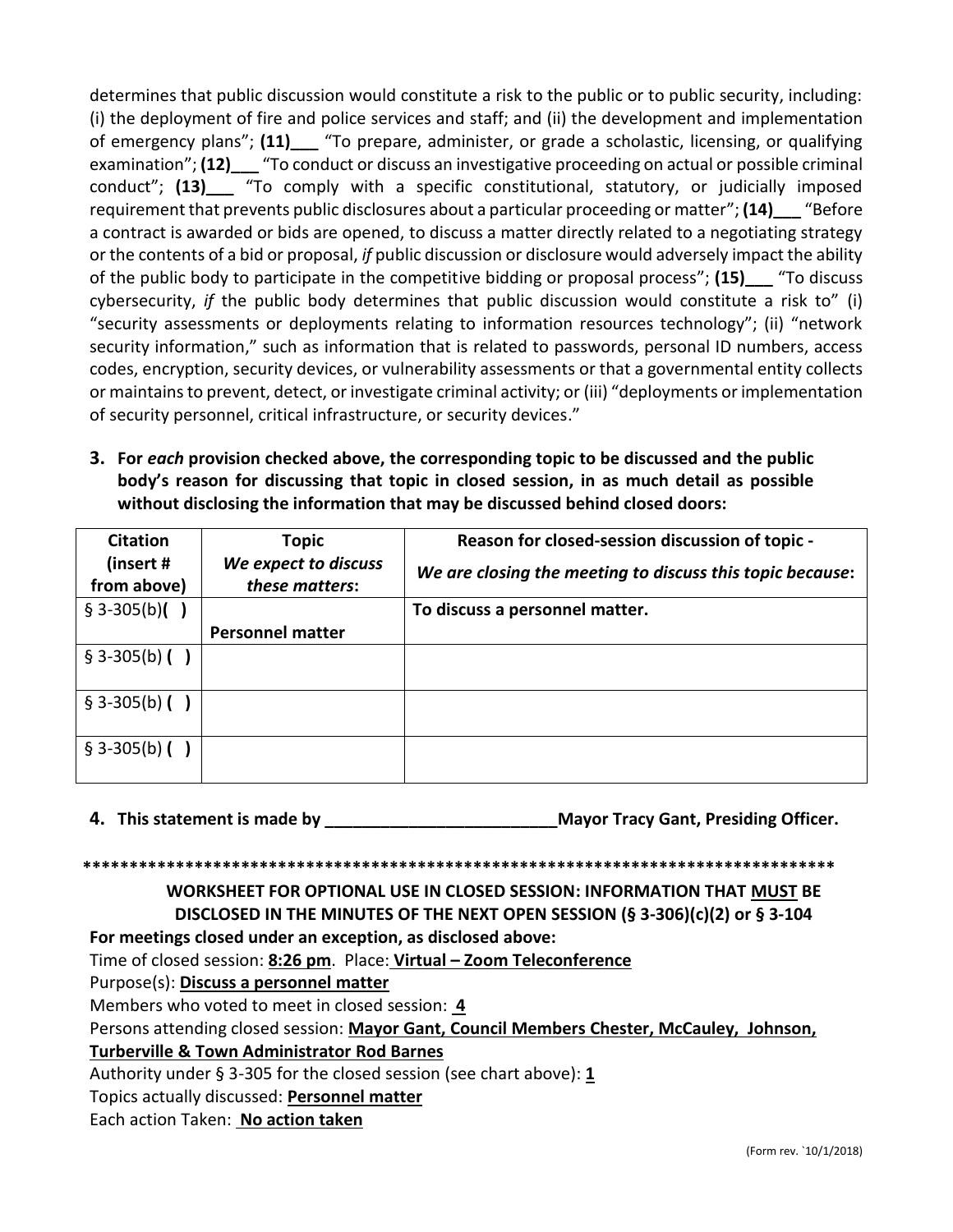determines that public discussion would constitute a risk to the public or to public security, including: (i) the deployment of fire and police services and staff; and (ii) the development and implementation of emergency plans"; **(11)\_\_\_** "To prepare, administer, or grade a scholastic, licensing, or qualifying examination"; **(12)\_\_\_** "To conduct or discuss an investigative proceeding on actual or possible criminal conduct"; **(13)\_\_\_** "To comply with a specific constitutional, statutory, or judicially imposed requirement that prevents public disclosures about a particular proceeding or matter"; **(14)\_\_\_** "Before a contract is awarded or bids are opened, to discuss a matter directly related to a negotiating strategy or the contents of a bid or proposal, *if* public discussion or disclosure would adversely impact the ability of the public body to participate in the competitive bidding or proposal process"; **(15)\_\_\_** "To discuss cybersecurity, *if* the public body determines that public discussion would constitute a risk to" (i) "security assessments or deployments relating to information resources technology"; (ii) "network security information," such as information that is related to passwords, personal ID numbers, access codes, encryption, security devices, or vulnerability assessments or that a governmental entity collects or maintains to prevent, detect, or investigate criminal activity; or (iii) "deployments or implementation of security personnel, critical infrastructure, or security devices."

**3. For *each* provision checked above, the corresponding topic to be discussed and the public body's reason for discussing that topic in closed session, in as much detail as possible without disclosing the information that may be discussed behind closed doors:**

| **Citation (insert # from above)** | **Topic** *We expect to discuss these matters:* | **Reason for closed-session discussion of topic -** *We are closing the meeting to discuss this topic because:* |
|---|---|---|
| § 3-305(b)**( )** | **Personnel matter** | **To discuss a personnel matter.** |
| § 3-305(b) **( )** | | |
| § 3-305(b) **( )** | | |
| § 3-305(b) **( )** | | |

**4. This statement is made by \_\_\_\_\_\_\_\_\_\_\_\_\_\_\_\_\_\_\_\_\_\_\_\_\_Mayor Tracy Gant, Presiding Officer.**

**************************************************************************************

**WORKSHEET FOR OPTIONAL USE IN CLOSED SESSION: INFORMATION THAT MUST BE DISCLOSED IN THE MINUTES OF THE NEXT OPEN SESSION (§ 3-306)(c)(2) or § 3-104**

**For meetings closed under an exception, as disclosed above:**

Time of closed session: **8:26 pm**. Place: **Virtual – Zoom Teleconference**

Purpose(s): **Discuss a personnel matter**

Members who voted to meet in closed session: **4**

Persons attending closed session: **Mayor Gant, Council Members Chester, McCauley, Johnson, Turberville & Town Administrator Rod Barnes**

Authority under § 3-305 for the closed session (see chart above): **1**

Topics actually discussed: **Personnel matter**

Each action Taken: **No action taken**

(Form rev. `10/1/2018)